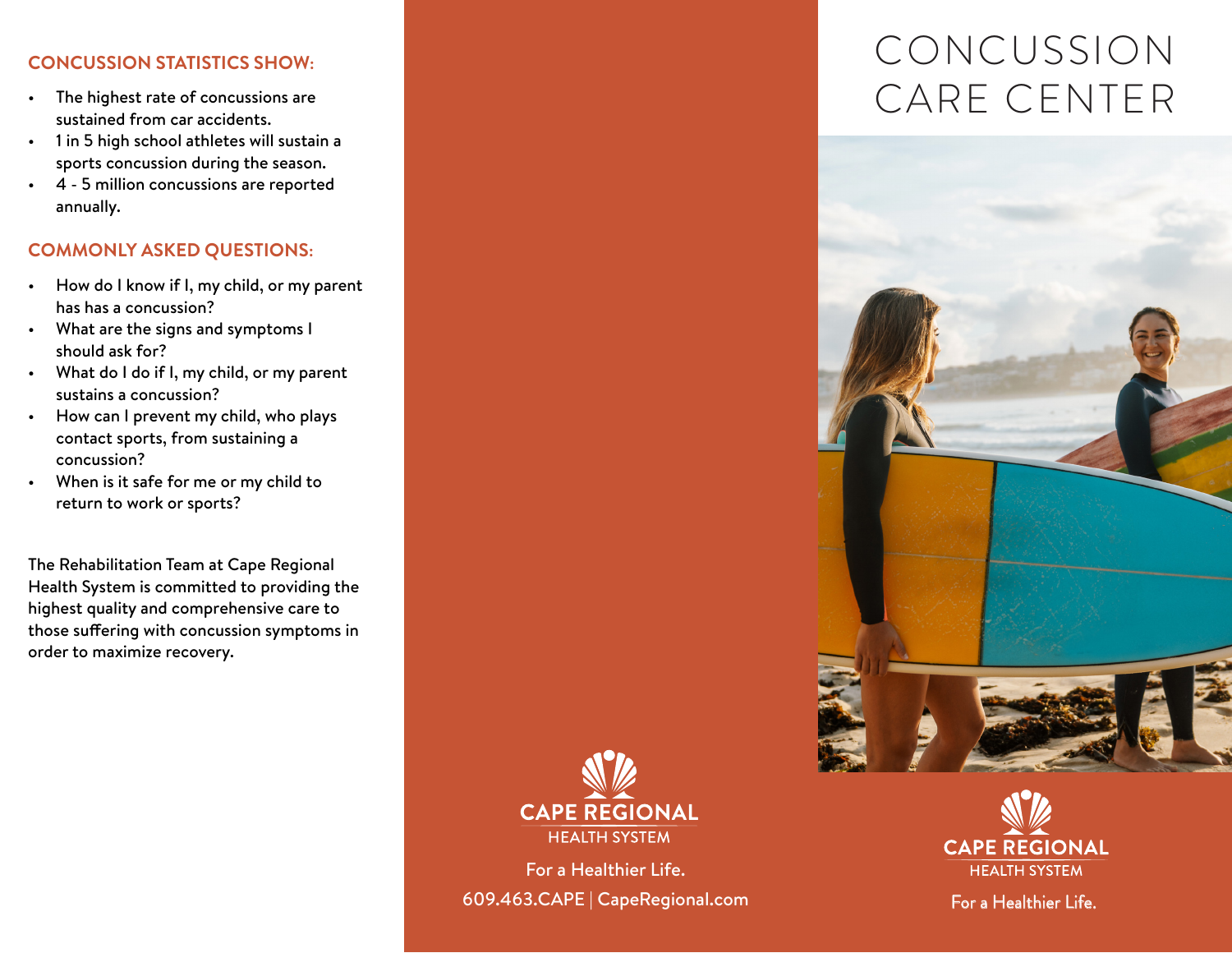## CONCUSSION STATISTICS SHOW:

- The highest rate of concussions are sustained from car accidents.
- 1 in 5 high school athletes will sustain a sports concussion during the season.
- 4 - 5 million concussions are reported annually.

## COMMONLY ASKED QUESTIONS:

- How do I know if I, my child, or my parent has has a concussion?
- What are the signs and symptoms I should ask for?
- What do I do if I, my child, or my parent sustains a concussion?
- How can I prevent my child, who plays contact sports, from sustaining a concussion?
- When is it safe for me or my child to return to work or sports?

The Rehabilitation Team at Cape Regional Health System is committed to providing the highest quality and comprehensive care to those suffering with concussion symptoms in order to maximize recovery.

**CAPE REGIONAL**
HEALTH SYSTEM

For a Healthier Life.

609.463.CAPE | CapeRegional.com

# CONCUSSION CARE CENTER

**CAPE REGIONAL**
HEALTH SYSTEM

For a Healthier Life.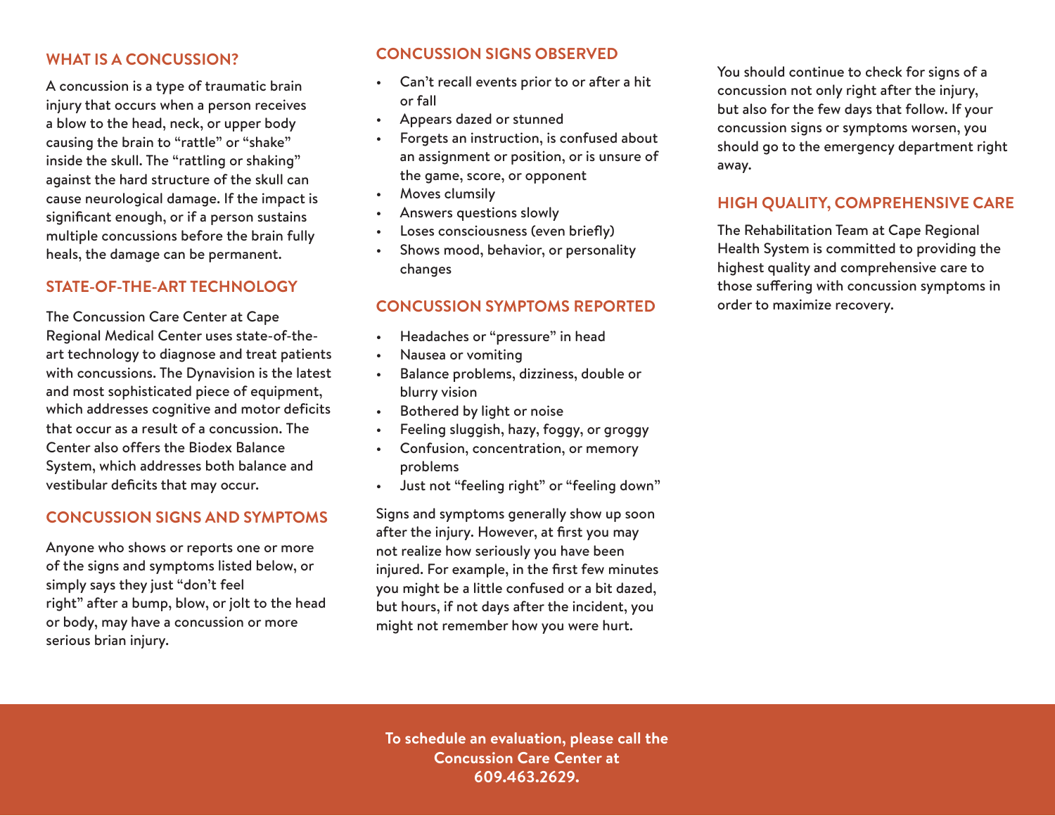## WHAT IS A CONCUSSION?

A concussion is a type of traumatic brain injury that occurs when a person receives a blow to the head, neck, or upper body causing the brain to "rattle" or "shake" inside the skull. The "rattling or shaking" against the hard structure of the skull can cause neurological damage. If the impact is significant enough, or if a person sustains multiple concussions before the brain fully heals, the damage can be permanent.

## STATE-OF-THE-ART TECHNOLOGY

The Concussion Care Center at Cape Regional Medical Center uses state-of-the-art technology to diagnose and treat patients with concussions. The Dynavision is the latest and most sophisticated piece of equipment, which addresses cognitive and motor deficits that occur as a result of a concussion. The Center also offers the Biodex Balance System, which addresses both balance and vestibular deficits that may occur.

## CONCUSSION SIGNS AND SYMPTOMS

Anyone who shows or reports one or more of the signs and symptoms listed below, or simply says they just "don't feel right" after a bump, blow, or jolt to the head or body, may have a concussion or more serious brian injury.

## CONCUSSION SIGNS OBSERVED

- Can't recall events prior to or after a hit or fall
- Appears dazed or stunned
- Forgets an instruction, is confused about an assignment or position, or is unsure of the game, score, or opponent
- Moves clumsily
- Answers questions slowly
- Loses consciousness (even briefly)
- Shows mood, behavior, or personality changes

## CONCUSSION SYMPTOMS REPORTED

- Headaches or "pressure" in head
- Nausea or vomiting
- Balance problems, dizziness, double or blurry vision
- Bothered by light or noise
- Feeling sluggish, hazy, foggy, or groggy
- Confusion, concentration, or memory problems
- Just not "feeling right" or "feeling down"

Signs and symptoms generally show up soon after the injury. However, at first you may not realize how seriously you have been injured. For example, in the first few minutes you might be a little confused or a bit dazed, but hours, if not days after the incident, you might not remember how you were hurt.

You should continue to check for signs of a concussion not only right after the injury, but also for the few days that follow. If your concussion signs or symptoms worsen, you should go to the emergency department right away.

## HIGH QUALITY, COMPREHENSIVE CARE

The Rehabilitation Team at Cape Regional Health System is committed to providing the highest quality and comprehensive care to those suffering with concussion symptoms in order to maximize recovery.

**To schedule an evaluation, please call the Concussion Care Center at 609.463.2629.**